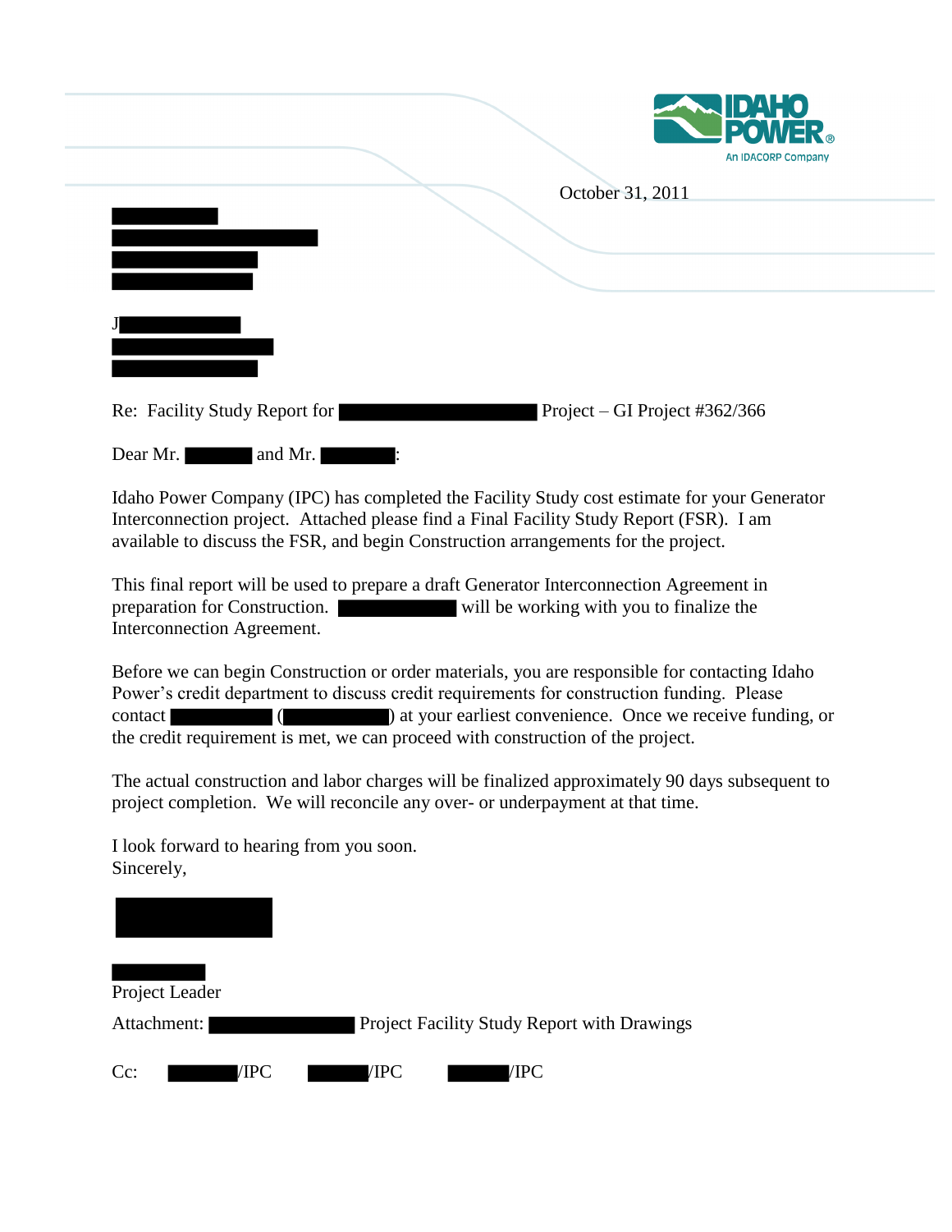IDAHO POWER®
An IDACORP Company

October 31, 2011

J

Re: Facility Study Report for Project – GI Project #362/366

Dear Mr. and Mr. :

Idaho Power Company (IPC) has completed the Facility Study cost estimate for your Generator Interconnection project. Attached please find a Final Facility Study Report (FSR). I am available to discuss the FSR, and begin Construction arrangements for the project.

This final report will be used to prepare a draft Generator Interconnection Agreement in preparation for Construction. will be working with you to finalize the Interconnection Agreement.

Before we can begin Construction or order materials, you are responsible for contacting Idaho Power's credit department to discuss credit requirements for construction funding. Please contact ( ) at your earliest convenience. Once we receive funding, or the credit requirement is met, we can proceed with construction of the project.

The actual construction and labor charges will be finalized approximately 90 days subsequent to project completion. We will reconcile any over- or underpayment at that time.

I look forward to hearing from you soon.
Sincerely,

Project Leader

Attachment: Project Facility Study Report with Drawings

Cc: /IPC /IPC /IPC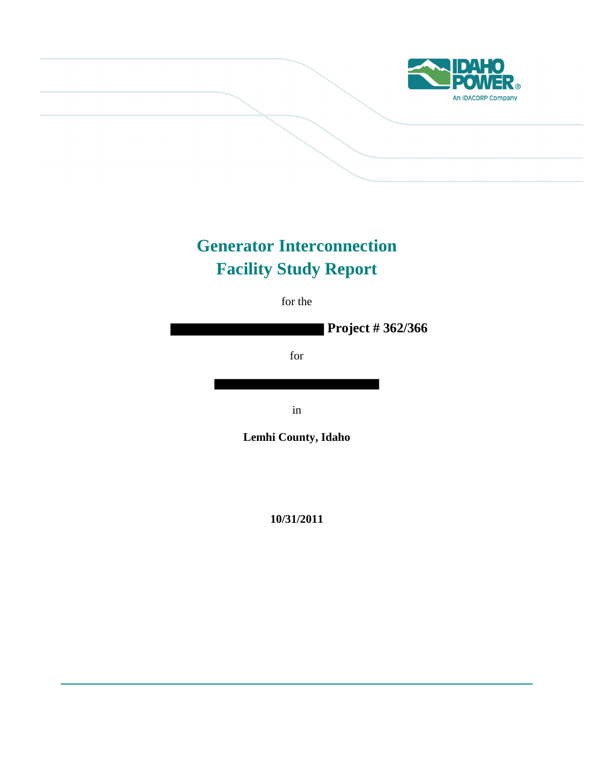# Generator Interconnection
# Facility Study Report

for the

**Project # 362/366**

for

in

**Lemhi County, Idaho**

**10/31/2011**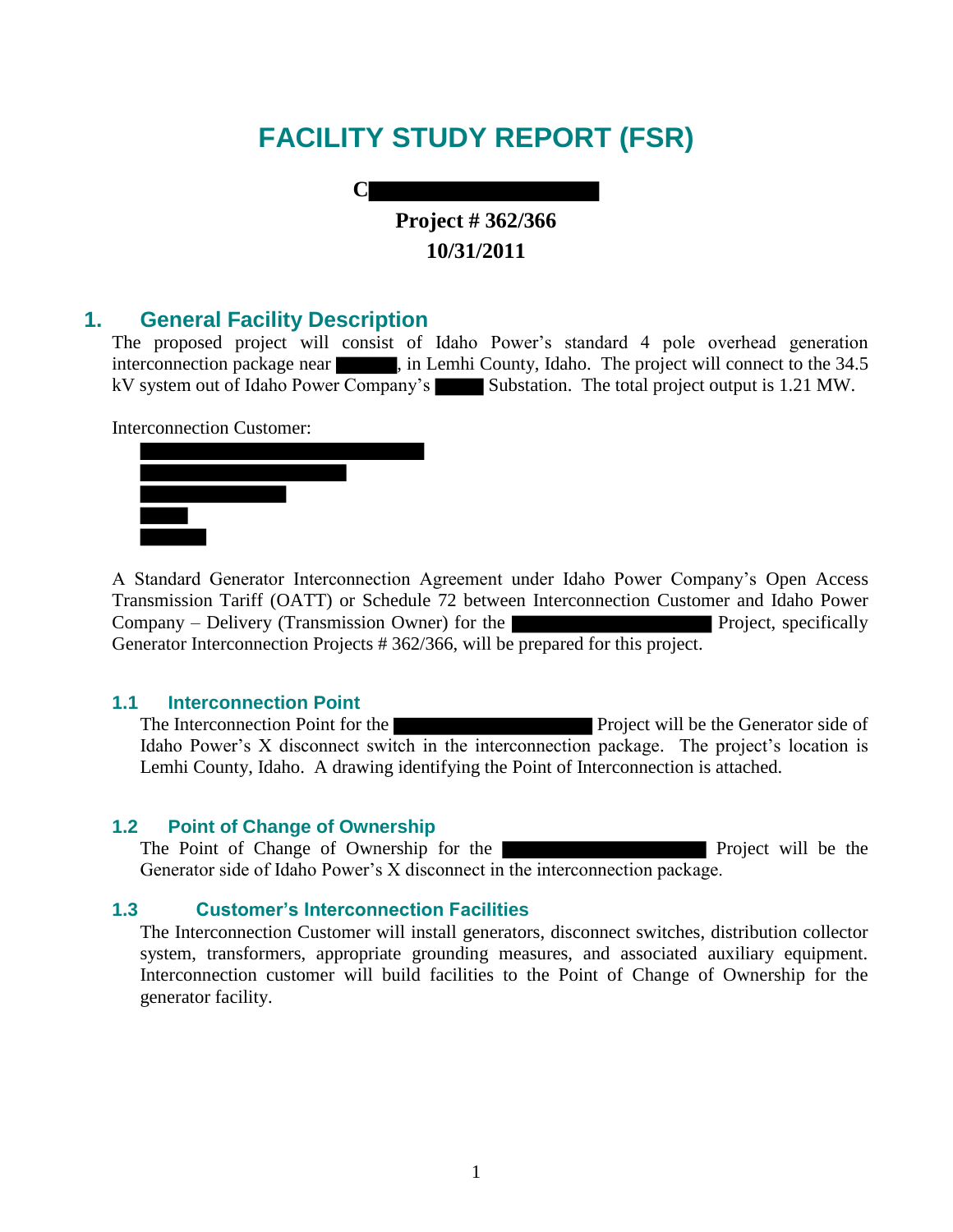# FACILITY STUDY REPORT (FSR)

**C**

**Project # 362/366**

**10/31/2011**

## 1. General Facility Description

The proposed project will consist of Idaho Power's standard 4 pole overhead generation interconnection package near , in Lemhi County, Idaho. The project will connect to the 34.5 kV system out of Idaho Power Company's Substation. The total project output is 1.21 MW.

Interconnection Customer:

A Standard Generator Interconnection Agreement under Idaho Power Company's Open Access Transmission Tariff (OATT) or Schedule 72 between Interconnection Customer and Idaho Power Company – Delivery (Transmission Owner) for the Project, specifically Generator Interconnection Projects # 362/366, will be prepared for this project.

### 1.1 Interconnection Point

The Interconnection Point for the Project will be the Generator side of Idaho Power's X disconnect switch in the interconnection package. The project's location is Lemhi County, Idaho. A drawing identifying the Point of Interconnection is attached.

### 1.2 Point of Change of Ownership

The Point of Change of Ownership for the Project will be the Generator side of Idaho Power's X disconnect in the interconnection package.

### 1.3 Customer's Interconnection Facilities

The Interconnection Customer will install generators, disconnect switches, distribution collector system, transformers, appropriate grounding measures, and associated auxiliary equipment. Interconnection customer will build facilities to the Point of Change of Ownership for the generator facility.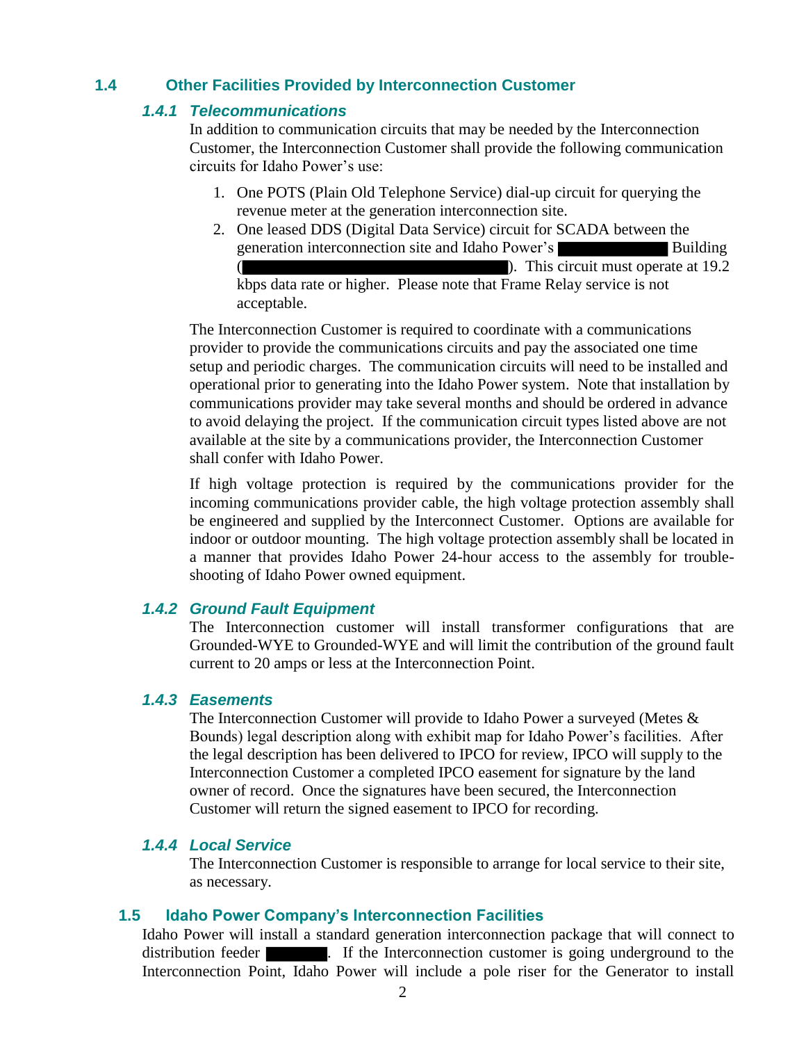## 1.4 Other Facilities Provided by Interconnection Customer

### *1.4.1 Telecommunications*

In addition to communication circuits that may be needed by the Interconnection Customer, the Interconnection Customer shall provide the following communication circuits for Idaho Power's use:

1. One POTS (Plain Old Telephone Service) dial-up circuit for querying the revenue meter at the generation interconnection site.
2. One leased DDS (Digital Data Service) circuit for SCADA between the generation interconnection site and Idaho Power's ██████████ Building (██████████████████████████). This circuit must operate at 19.2 kbps data rate or higher. Please note that Frame Relay service is not acceptable.

The Interconnection Customer is required to coordinate with a communications provider to provide the communications circuits and pay the associated one time setup and periodic charges. The communication circuits will need to be installed and operational prior to generating into the Idaho Power system. Note that installation by communications provider may take several months and should be ordered in advance to avoid delaying the project. If the communication circuit types listed above are not available at the site by a communications provider, the Interconnection Customer shall confer with Idaho Power.

If high voltage protection is required by the communications provider for the incoming communications provider cable, the high voltage protection assembly shall be engineered and supplied by the Interconnect Customer. Options are available for indoor or outdoor mounting. The high voltage protection assembly shall be located in a manner that provides Idaho Power 24-hour access to the assembly for trouble-shooting of Idaho Power owned equipment.

### *1.4.2 Ground Fault Equipment*

The Interconnection customer will install transformer configurations that are Grounded-WYE to Grounded-WYE and will limit the contribution of the ground fault current to 20 amps or less at the Interconnection Point.

### *1.4.3 Easements*

The Interconnection Customer will provide to Idaho Power a surveyed (Metes & Bounds) legal description along with exhibit map for Idaho Power's facilities. After the legal description has been delivered to IPCO for review, IPCO will supply to the Interconnection Customer a completed IPCO easement for signature by the land owner of record. Once the signatures have been secured, the Interconnection Customer will return the signed easement to IPCO for recording.

### *1.4.4 Local Service*

The Interconnection Customer is responsible to arrange for local service to their site, as necessary.

## 1.5 Idaho Power Company's Interconnection Facilities

Idaho Power will install a standard generation interconnection package that will connect to distribution feeder ██████. If the Interconnection customer is going underground to the Interconnection Point, Idaho Power will include a pole riser for the Generator to install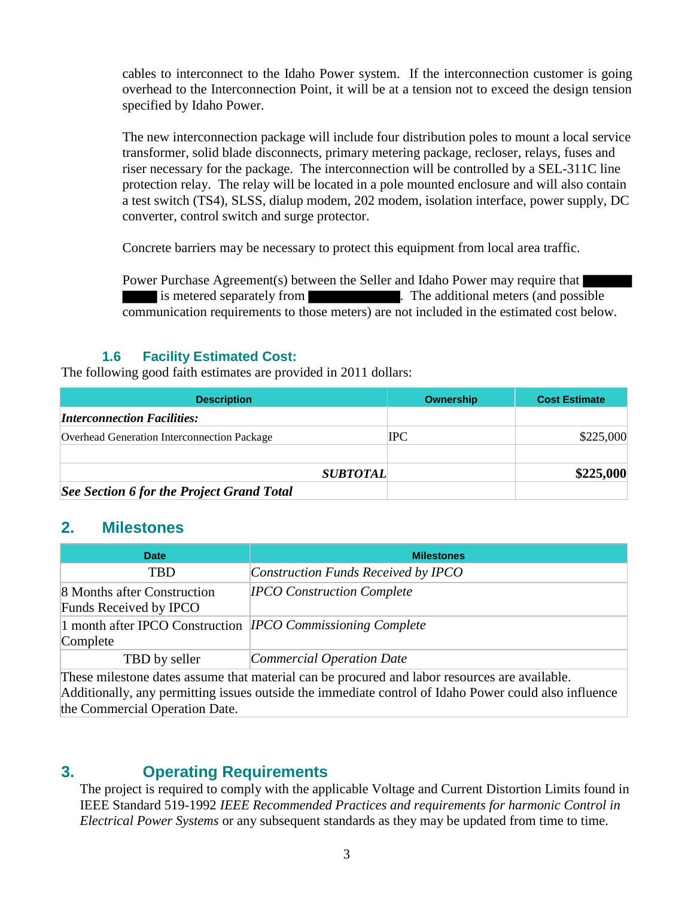cables to interconnect to the Idaho Power system. If the interconnection customer is going overhead to the Interconnection Point, it will be at a tension not to exceed the design tension specified by Idaho Power.

The new interconnection package will include four distribution poles to mount a local service transformer, solid blade disconnects, primary metering package, recloser, relays, fuses and riser necessary for the package. The interconnection will be controlled by a SEL-311C line protection relay. The relay will be located in a pole mounted enclosure and will also contain a test switch (TS4), SLSS, dialup modem, 202 modem, isolation interface, power supply, DC converter, control switch and surge protector.

Concrete barriers may be necessary to protect this equipment from local area traffic.

Power Purchase Agreement(s) between the Seller and Idaho Power may require that ████ ████ is metered separately from ██████. The additional meters (and possible communication requirements to those meters) are not included in the estimated cost below.

### 1.6 Facility Estimated Cost:

The following good faith estimates are provided in 2011 dollars:

| Description | Ownership | Cost Estimate |
|---|---|---|
| ***Interconnection Facilities:*** | | |
| Overhead Generation Interconnection Package | IPC | $225,000 |
| | | |
| ***SUBTOTAL*** | | **$225,000** |
| ***See Section 6 for the Project Grand Total*** | | |

## 2. Milestones

| Date | Milestones |
|---|---|
| TBD | *Construction Funds Received by IPCO* |
| 8 Months after Construction Funds Received by IPCO | *IPCO Construction Complete* |
| 1 month after IPCO Construction Complete | *IPCO Commissioning Complete* |
| TBD by seller | *Commercial Operation Date* |
| These milestone dates assume that material can be procured and labor resources are available. Additionally, any permitting issues outside the immediate control of Idaho Power could also influence the Commercial Operation Date. | |

## 3. Operating Requirements

The project is required to comply with the applicable Voltage and Current Distortion Limits found in IEEE Standard 519-1992 *IEEE Recommended Practices and requirements for harmonic Control in Electrical Power Systems* or any subsequent standards as they may be updated from time to time.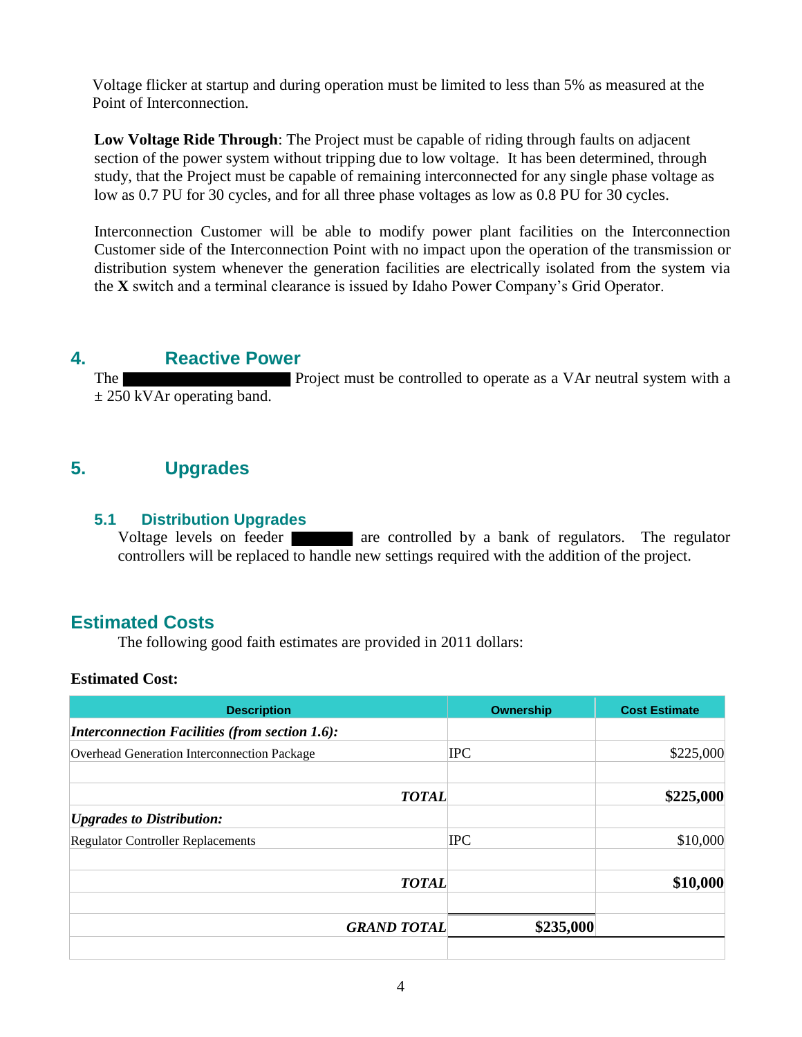Voltage flicker at startup and during operation must be limited to less than 5% as measured at the Point of Interconnection.

**Low Voltage Ride Through**: The Project must be capable of riding through faults on adjacent section of the power system without tripping due to low voltage. It has been determined, through study, that the Project must be capable of remaining interconnected for any single phase voltage as low as 0.7 PU for 30 cycles, and for all three phase voltages as low as 0.8 PU for 30 cycles.

Interconnection Customer will be able to modify power plant facilities on the Interconnection Customer side of the Interconnection Point with no impact upon the operation of the transmission or distribution system whenever the generation facilities are electrically isolated from the system via the **X** switch and a terminal clearance is issued by Idaho Power Company's Grid Operator.

## 4. Reactive Power

The ██████████ Project must be controlled to operate as a VAr neutral system with a ± 250 kVAr operating band.

## 5. Upgrades

### 5.1 Distribution Upgrades

Voltage levels on feeder ██████ are controlled by a bank of regulators. The regulator controllers will be replaced to handle new settings required with the addition of the project.

## Estimated Costs

The following good faith estimates are provided in 2011 dollars:

**Estimated Cost:**

| Description | Ownership | Cost Estimate |
|---|---|---|
| ***Interconnection Facilities (from section 1.6):*** | | |
| Overhead Generation Interconnection Package | IPC | $225,000 |
| | | |
| ***TOTAL*** | | **$225,000** |
| ***Upgrades to Distribution:*** | | |
| Regulator Controller Replacements | IPC | $10,000 |
| | | |
| ***TOTAL*** | | **$10,000** |
| | | |
| ***GRAND TOTAL*** | **$235,000** | |
| | | |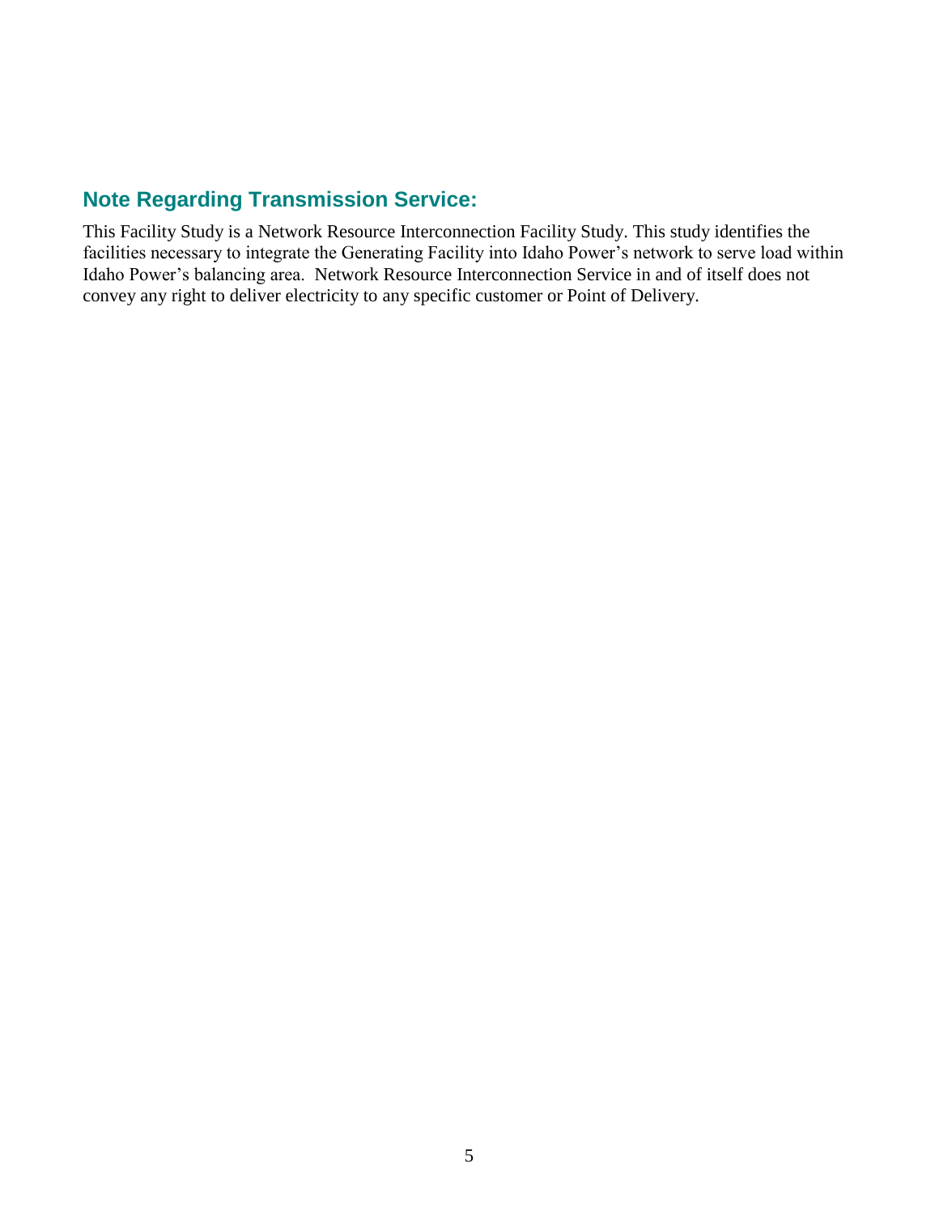## Note Regarding Transmission Service:

This Facility Study is a Network Resource Interconnection Facility Study. This study identifies the facilities necessary to integrate the Generating Facility into Idaho Power's network to serve load within Idaho Power's balancing area. Network Resource Interconnection Service in and of itself does not convey any right to deliver electricity to any specific customer or Point of Delivery.